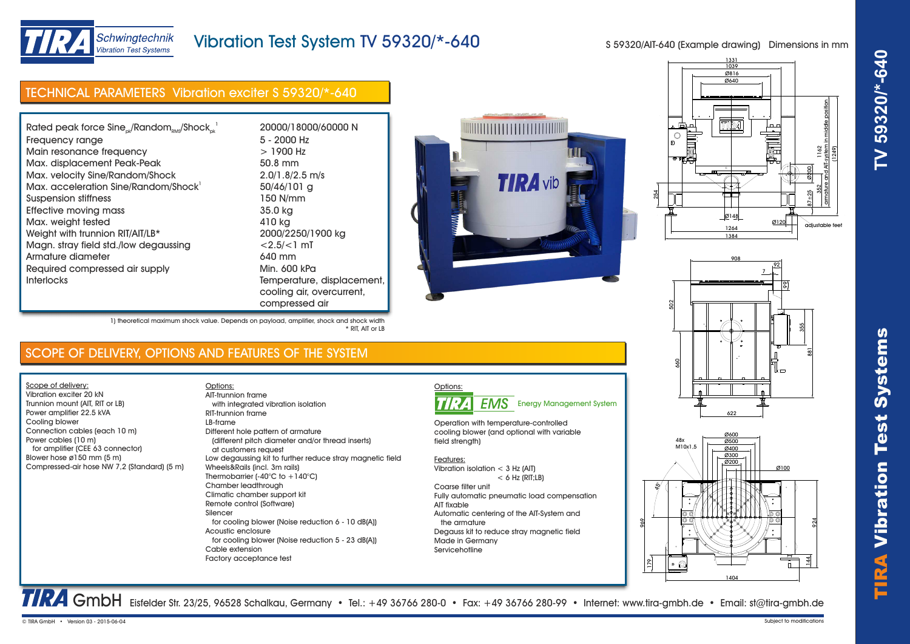# Vibration Test System TV 59320/*-640

S 59320/AIT-640 (Example drawing) Dimensions in mm

## TECHNICAL PARAMETERS Vibration exciter S 59320/*-640

| Parameter | Value |
|---|---|
| Rated peak force Sine$_{pk}$/Random$_{RMS}$/Shock$_{pk}$ [1] | 20000/18000/60000 N |
| Frequency range | 5 - 2000 Hz |
| Main resonance frequency | > 1900 Hz |
| Max. displacement Peak-Peak | 50.8 mm |
| Max. velocity Sine/Random/Shock | 2.0/1.8/2.5 m/s |
| Max. acceleration Sine/Random/Shock[1] | 50/46/101 g |
| Suspension stiffness | 150 N/mm |
| Effective moving mass | 35.0 kg |
| Max. weight tested | 410 kg |
| Weight with trunnion RIT/AIT/LB* | 2000/2250/1900 kg |
| Magn. stray field std./low degaussing | <2.5/<1 mT |
| Armature diameter | 640 mm |
| Required compressed air supply | Min. 600 kPa |
| Interlocks | Temperature, displacement, cooling air, overcurrent, compressed air |

1) theoretical maximum shock value. Depends on payload, amplifier, shock and shock width
\* RIT, AIT or LB

## SCOPE OF DELIVERY, OPTIONS AND FEATURES OF THE SYSTEM

Scope of delivery:
- Vibration exciter 20 kN
- Trunnion mount (AIT, RIT or LB)
- Power amplifier 22.5 kVA
- Cooling blower
- Connection cables (each 10 m)
- Power cables (10 m) for amplifier (CEE 63 connector)
- Blower hose ø150 mm (5 m)
- Compressed-air hose NW 7,2 (Standard) (5 m)

Options:
- AIT-trunnion frame with integrated vibration isolation
- RIT-trunnion frame
- LB-frame
- Different hole pattern of armature (different pitch diameter and/or thread inserts) at customers request
- Low degaussing kit to further reduce stray magnetic field
- Wheels&Rails (incl. 3m rails)
- Thermobarrier (-40°C to +140°C)
- Chamber leadthrough
- Climatic chamber support kit
- Remote control (Software)
- Silencer for cooling blower (Noise reduction 6 - 10 dB(A))
- Acoustic enclosure for cooling blower (Noise reduction 5 - 23 dB(A))
- Cable extension
- Factory acceptance test

Options:

TIRA EMS Energy Management System

Operation with temperature-controlled cooling blower (and optional with variable field strength)

Features:
- Vibration isolation < 3 Hz (AIT) < 6 Hz (RIT;LB)
- Coarse filter unit
- Fully automatic pneumatic load compensation
- AIT fixable
- Automatic centering of the AIT-System and the armature
- Degauss kit to reduce stray magnetic field
- Made in Germany
- Servicehotline

TIRA GmbH Eisfelder Str. 23/25, 96528 Schalkau, Germany • Tel.: +49 36766 280-0 • Fax: +49 36766 280-99 • Internet: www.tira-gmbh.de • Email: st@tira-gmbh.de

© TIRA GmbH • Version 03 - 2015-06-04

Subject to modifications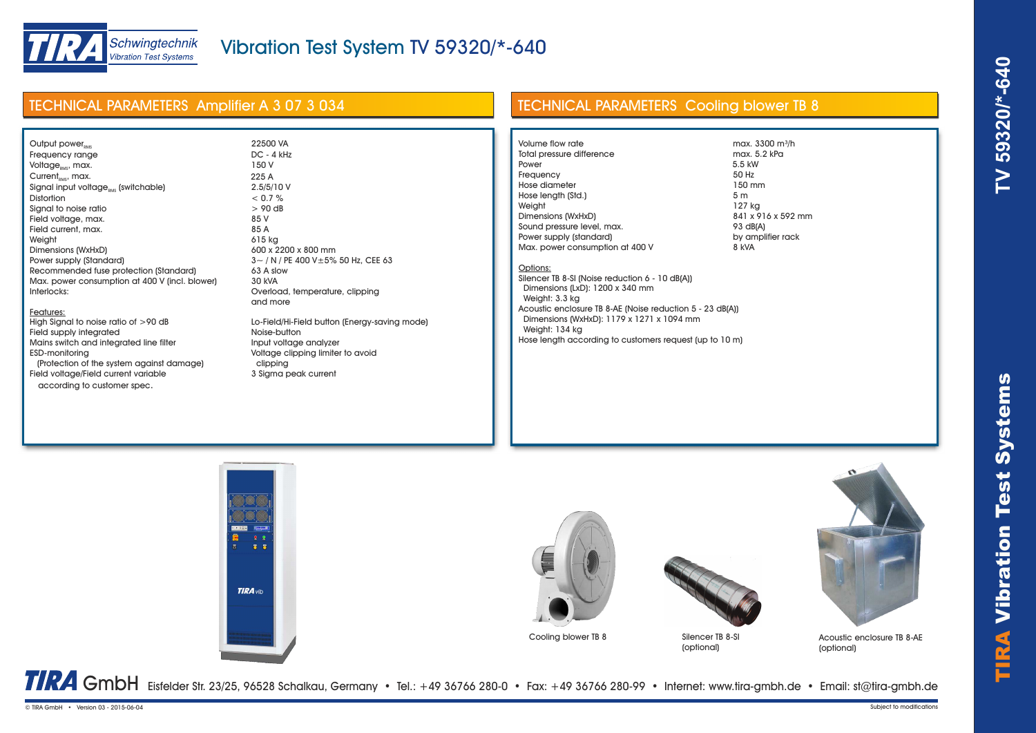# Vibration Test System TV 59320/*-640

## TECHNICAL PARAMETERS Amplifier A 3 07 3 034

| | |
|---|---|
| Output power$_{RMS}$ | 22500 VA |
| Frequency range | DC - 4 kHz |
| Voltage$_{RMS}$, max. | 150 V |
| Current$_{RMS}$, max. | 225 A |
| Signal input voltage$_{RMS}$ (switchable) | 2.5/5/10 V |
| Distortion | < 0.7 % |
| Signal to noise ratio | > 90 dB |
| Field voltage, max. | 85 V |
| Field current, max. | 85 A |
| Weight | 615 kg |
| Dimensions (WxHxD) | 600 x 2200 x 800 mm |
| Power supply (Standard) | 3~ / N / PE 400 V±5% 50 Hz, CEE 63 |
| Recommended fuse protection (Standard) | 63 A slow |
| Max. power consumption at 400 V (incl. blower) | 30 kVA |
| Interlocks: | Overload, temperature, clipping and more |

Features:

- High Signal to noise ratio of >90 dB
- Field supply integrated
- Mains switch and integrated line filter
- ESD-monitoring (Protection of the system against damage)
- Field voltage/Field current variable according to customer spec.
- Lo-Field/Hi-Field button (Energy-saving mode)
- Noise-button
- Input voltage analyzer
- Voltage clipping limiter to avoid clipping
- 3 Sigma peak current

## TECHNICAL PARAMETERS Cooling blower TB 8

| | |
|---|---|
| Volume flow rate | max. 3300 m³/h |
| Total pressure difference | max. 5.2 kPa |
| Power | 5.5 kW |
| Frequency | 50 Hz |
| Hose diameter | 150 mm |
| Hose length (Std.) | 5 m |
| Weight | 127 kg |
| Dimensions (WxHxD) | 841 x 916 x 592 mm |
| Sound pressure level, max. | 93 dB(A) |
| Power supply (standard) | by amplifier rack |
| Max. power consumption at 400 V | 8 kVA |

Options:

Silencer TB 8-SI (Noise reduction 6 - 10 dB(A))
  Dimensions (LxD): 1200 x 340 mm
  Weight: 3.3 kg
Acoustic enclosure TB 8-AE (Noise reduction 5 - 23 dB(A))
  Dimensions (WxHxD): 1179 x 1271 x 1094 mm
  Weight: 134 kg
Hose length according to customers request (up to 10 m)

Cooling blower TB 8

Silencer TB 8-SI (optional)

Acoustic enclosure TB 8-AE (optional)

TIRA GmbH Eisfelder Str. 23/25, 96528 Schalkau, Germany • Tel.: +49 36766 280-0 • Fax: +49 36766 280-99 • Internet: www.tira-gmbh.de • Email: st@tira-gmbh.de

© TIRA GmbH • Version 03 - 2015-06-04

Subject to modifications